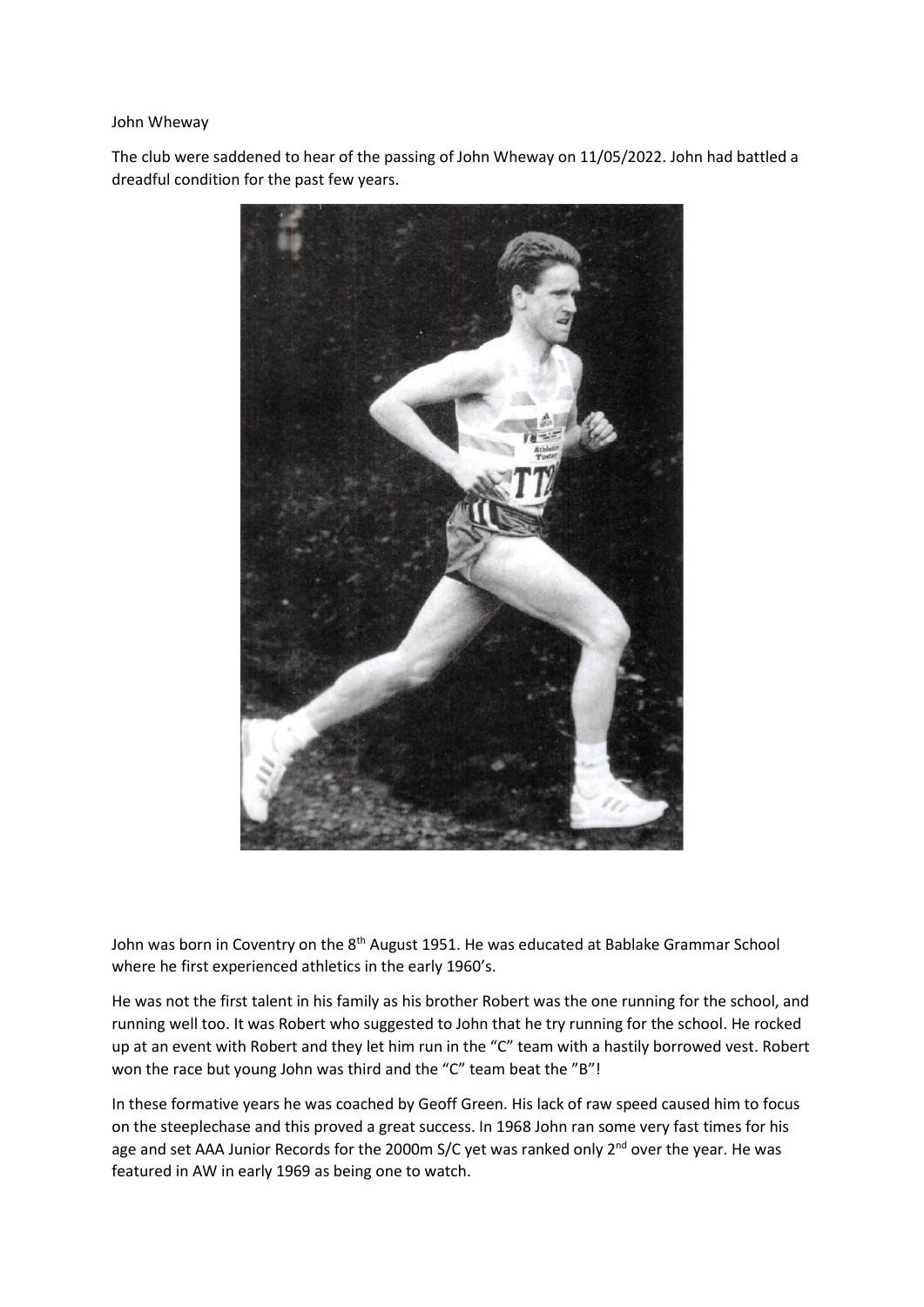John Wheway

The club were saddened to hear of the passing of John Wheway on 11/05/2022. John had battled a dreadful condition for the past few years.

John was born in Coventry on the 8th August 1951. He was educated at Bablake Grammar School where he first experienced athletics in the early 1960's.

He was not the first talent in his family as his brother Robert was the one running for the school, and running well too. It was Robert who suggested to John that he try running for the school. He rocked up at an event with Robert and they let him run in the "C" team with a hastily borrowed vest. Robert won the race but young John was third and the "C" team beat the "B"!

In these formative years he was coached by Geoff Green. His lack of raw speed caused him to focus on the steeplechase and this proved a great success. In 1968 John ran some very fast times for his age and set AAA Junior Records for the 2000m S/C yet was ranked only 2nd over the year. He was featured in AW in early 1969 as being one to watch.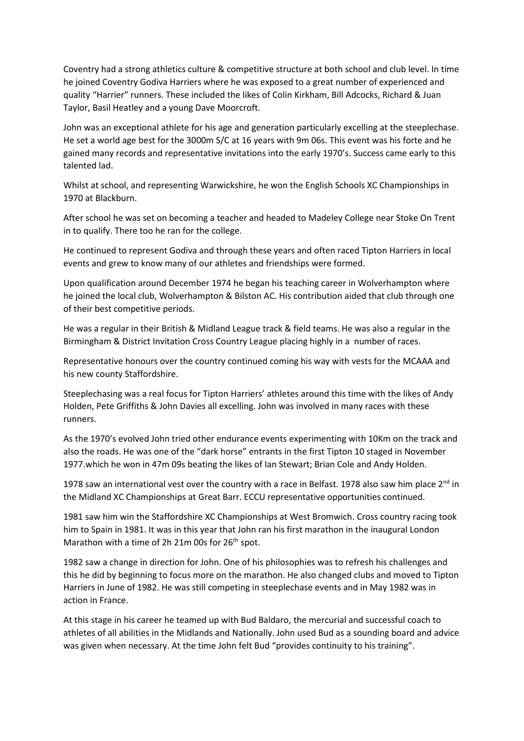Coventry had a strong athletics culture & competitive structure at both school and club level. In time he joined Coventry Godiva Harriers where he was exposed to a great number of experienced and quality "Harrier" runners. These included the likes of Colin Kirkham, Bill Adcocks, Richard & Juan Taylor, Basil Heatley and a young Dave Moorcroft.

John was an exceptional athlete for his age and generation particularly excelling at the steeplechase. He set a world age best for the 3000m S/C at 16 years with 9m 06s. This event was his forte and he gained many records and representative invitations into the early 1970's. Success came early to this talented lad.

Whilst at school, and representing Warwickshire, he won the English Schools XC Championships in 1970 at Blackburn.

After school he was set on becoming a teacher and headed to Madeley College near Stoke On Trent in to qualify. There too he ran for the college.

He continued to represent Godiva and through these years and often raced Tipton Harriers in local events and grew to know many of our athletes and friendships were formed.

Upon qualification around December 1974 he began his teaching career in Wolverhampton where he joined the local club, Wolverhampton & Bilston AC. His contribution aided that club through one of their best competitive periods.

He was a regular in their British & Midland League track & field teams. He was also a regular in the Birmingham & District Invitation Cross Country League placing highly in a number of races.

Representative honours over the country continued coming his way with vests for the MCAAA and his new county Staffordshire.

Steeplechasing was a real focus for Tipton Harriers' athletes around this time with the likes of Andy Holden, Pete Griffiths & John Davies all excelling. John was involved in many races with these runners.

As the 1970's evolved John tried other endurance events experimenting with 10Km on the track and also the roads. He was one of the "dark horse" entrants in the first Tipton 10 staged in November 1977.which he won in 47m 09s beating the likes of Ian Stewart; Brian Cole and Andy Holden.

1978 saw an international vest over the country with a race in Belfast. 1978 also saw him place 2nd in the Midland XC Championships at Great Barr. ECCU representative opportunities continued.

1981 saw him win the Staffordshire XC Championships at West Bromwich. Cross country racing took him to Spain in 1981. It was in this year that John ran his first marathon in the inaugural London Marathon with a time of 2h 21m 00s for 26th spot.

1982 saw a change in direction for John. One of his philosophies was to refresh his challenges and this he did by beginning to focus more on the marathon. He also changed clubs and moved to Tipton Harriers in June of 1982. He was still competing in steeplechase events and in May 1982 was in action in France.

At this stage in his career he teamed up with Bud Baldaro, the mercurial and successful coach to athletes of all abilities in the Midlands and Nationally. John used Bud as a sounding board and advice was given when necessary. At the time John felt Bud "provides continuity to his training".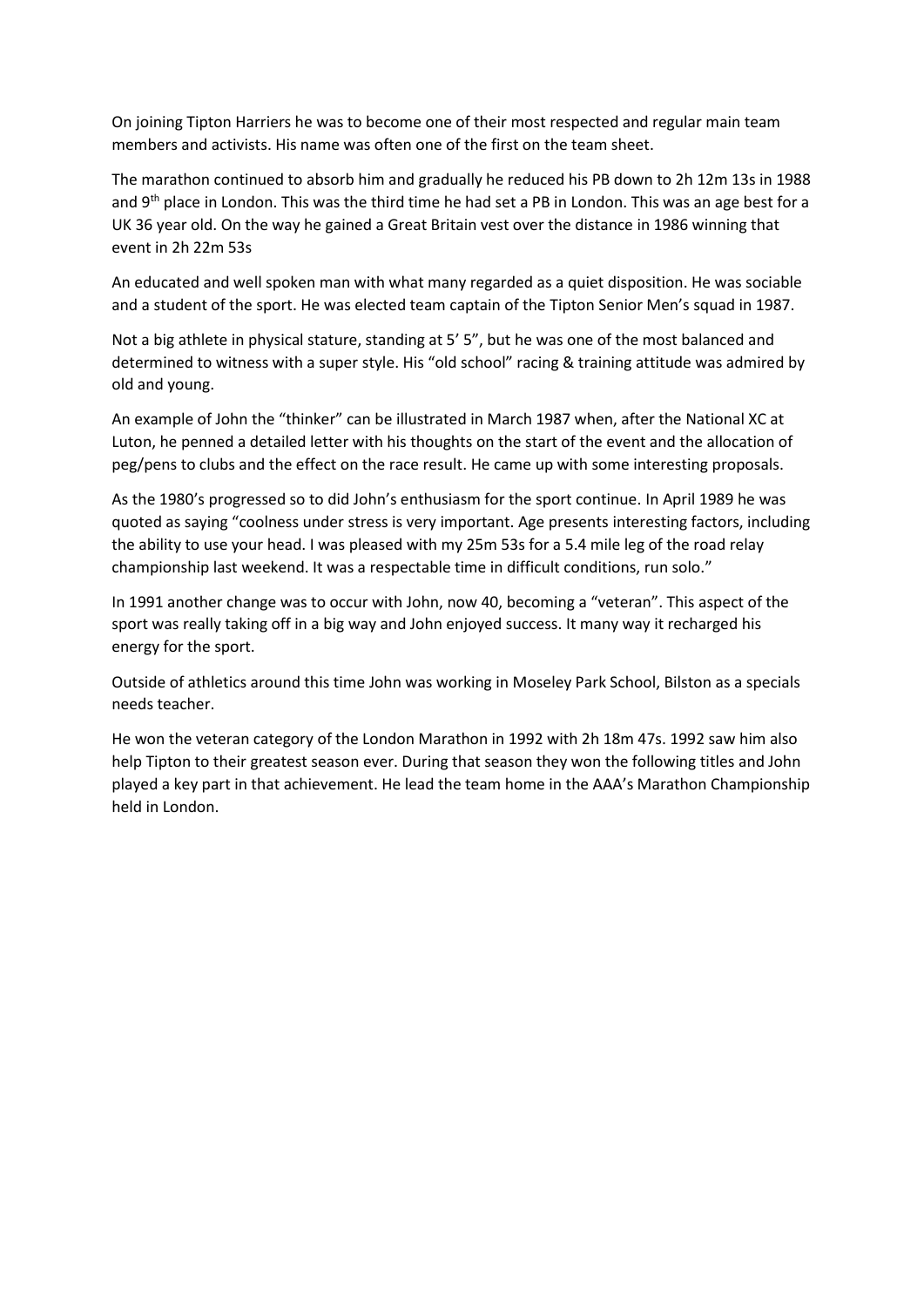On joining Tipton Harriers he was to become one of their most respected and regular main team members and activists. His name was often one of the first on the team sheet.

The marathon continued to absorb him and gradually he reduced his PB down to 2h 12m 13s in 1988 and 9th place in London. This was the third time he had set a PB in London. This was an age best for a UK 36 year old. On the way he gained a Great Britain vest over the distance in 1986 winning that event in 2h 22m 53s

An educated and well spoken man with what many regarded as a quiet disposition. He was sociable and a student of the sport. He was elected team captain of the Tipton Senior Men's squad in 1987.

Not a big athlete in physical stature, standing at 5' 5", but he was one of the most balanced and determined to witness with a super style. His "old school" racing & training attitude was admired by old and young.

An example of John the "thinker" can be illustrated in March 1987 when, after the National XC at Luton, he penned a detailed letter with his thoughts on the start of the event and the allocation of peg/pens to clubs and the effect on the race result. He came up with some interesting proposals.

As the 1980's progressed so to did John's enthusiasm for the sport continue. In April 1989 he was quoted as saying "coolness under stress is very important. Age presents interesting factors, including the ability to use your head. I was pleased with my 25m 53s for a 5.4 mile leg of the road relay championship last weekend. It was a respectable time in difficult conditions, run solo."

In 1991 another change was to occur with John, now 40, becoming a "veteran". This aspect of the sport was really taking off in a big way and John enjoyed success. It many way it recharged his energy for the sport.

Outside of athletics around this time John was working in Moseley Park School, Bilston as a specials needs teacher.

He won the veteran category of the London Marathon in 1992 with 2h 18m 47s. 1992 saw him also help Tipton to their greatest season ever. During that season they won the following titles and John played a key part in that achievement. He lead the team home in the AAA's Marathon Championship held in London.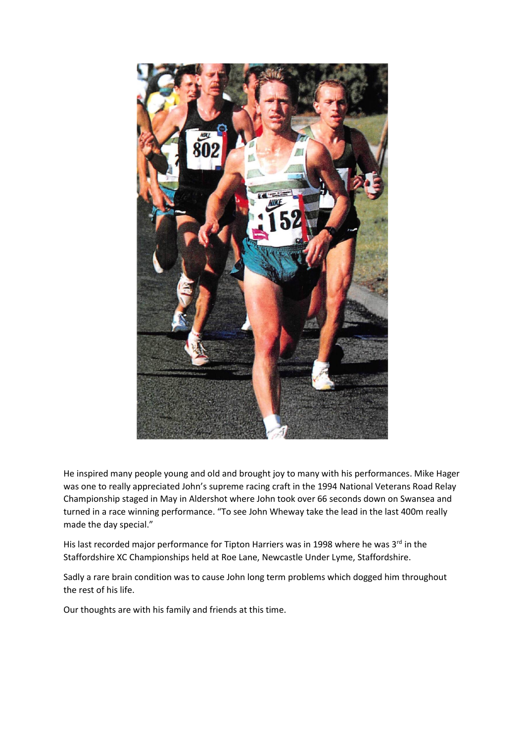He inspired many people young and old and brought joy to many with his performances. Mike Hager was one to really appreciated John's supreme racing craft in the 1994 National Veterans Road Relay Championship staged in May in Aldershot where John took over 66 seconds down on Swansea and turned in a race winning performance. "To see John Wheway take the lead in the last 400m really made the day special."

His last recorded major performance for Tipton Harriers was in 1998 where he was 3rd in the Staffordshire XC Championships held at Roe Lane, Newcastle Under Lyme, Staffordshire.

Sadly a rare brain condition was to cause John long term problems which dogged him throughout the rest of his life.

Our thoughts are with his family and friends at this time.